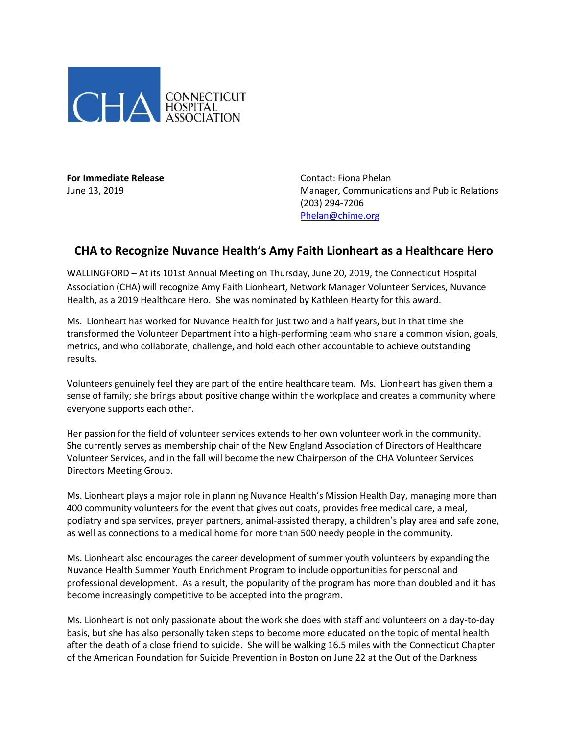CONNECTICUT HOSPITAL ASSOCIATION

**For Immediate Release**
June 13, 2019

Contact: Fiona Phelan
Manager, Communications and Public Relations
(203) 294-7206
Phelan@chime.org

## CHA to Recognize Nuvance Health's Amy Faith Lionheart as a Healthcare Hero

WALLINGFORD – At its 101st Annual Meeting on Thursday, June 20, 2019, the Connecticut Hospital Association (CHA) will recognize Amy Faith Lionheart, Network Manager Volunteer Services, Nuvance Health, as a 2019 Healthcare Hero. She was nominated by Kathleen Hearty for this award.

Ms. Lionheart has worked for Nuvance Health for just two and a half years, but in that time she transformed the Volunteer Department into a high-performing team who share a common vision, goals, metrics, and who collaborate, challenge, and hold each other accountable to achieve outstanding results.

Volunteers genuinely feel they are part of the entire healthcare team. Ms. Lionheart has given them a sense of family; she brings about positive change within the workplace and creates a community where everyone supports each other.

Her passion for the field of volunteer services extends to her own volunteer work in the community. She currently serves as membership chair of the New England Association of Directors of Healthcare Volunteer Services, and in the fall will become the new Chairperson of the CHA Volunteer Services Directors Meeting Group.

Ms. Lionheart plays a major role in planning Nuvance Health's Mission Health Day, managing more than 400 community volunteers for the event that gives out coats, provides free medical care, a meal, podiatry and spa services, prayer partners, animal-assisted therapy, a children's play area and safe zone, as well as connections to a medical home for more than 500 needy people in the community.

Ms. Lionheart also encourages the career development of summer youth volunteers by expanding the Nuvance Health Summer Youth Enrichment Program to include opportunities for personal and professional development. As a result, the popularity of the program has more than doubled and it has become increasingly competitive to be accepted into the program.

Ms. Lionheart is not only passionate about the work she does with staff and volunteers on a day-to-day basis, but she has also personally taken steps to become more educated on the topic of mental health after the death of a close friend to suicide. She will be walking 16.5 miles with the Connecticut Chapter of the American Foundation for Suicide Prevention in Boston on June 22 at the Out of the Darkness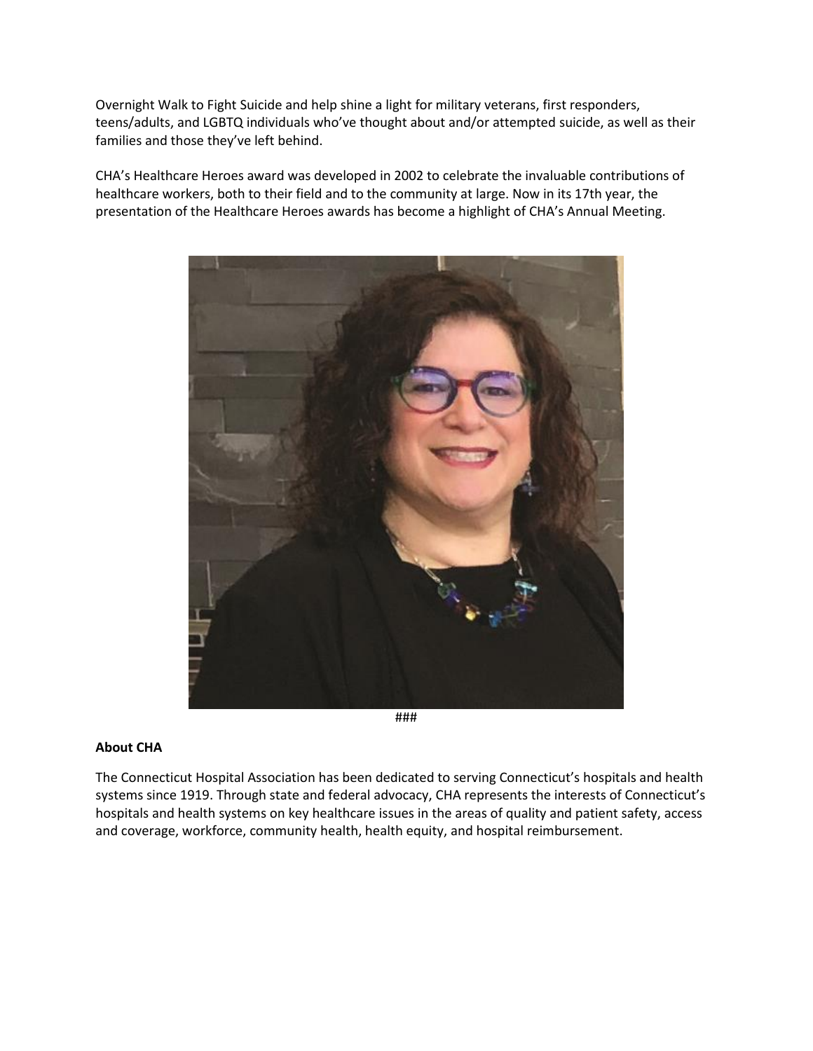Overnight Walk to Fight Suicide and help shine a light for military veterans, first responders, teens/adults, and LGBTQ individuals who've thought about and/or attempted suicide, as well as their families and those they've left behind.

CHA's Healthcare Heroes award was developed in 2002 to celebrate the invaluable contributions of healthcare workers, both to their field and to the community at large. Now in its 17th year, the presentation of the Healthcare Heroes awards has become a highlight of CHA's Annual Meeting.

###

**About CHA**

The Connecticut Hospital Association has been dedicated to serving Connecticut's hospitals and health systems since 1919. Through state and federal advocacy, CHA represents the interests of Connecticut's hospitals and health systems on key healthcare issues in the areas of quality and patient safety, access and coverage, workforce, community health, health equity, and hospital reimbursement.